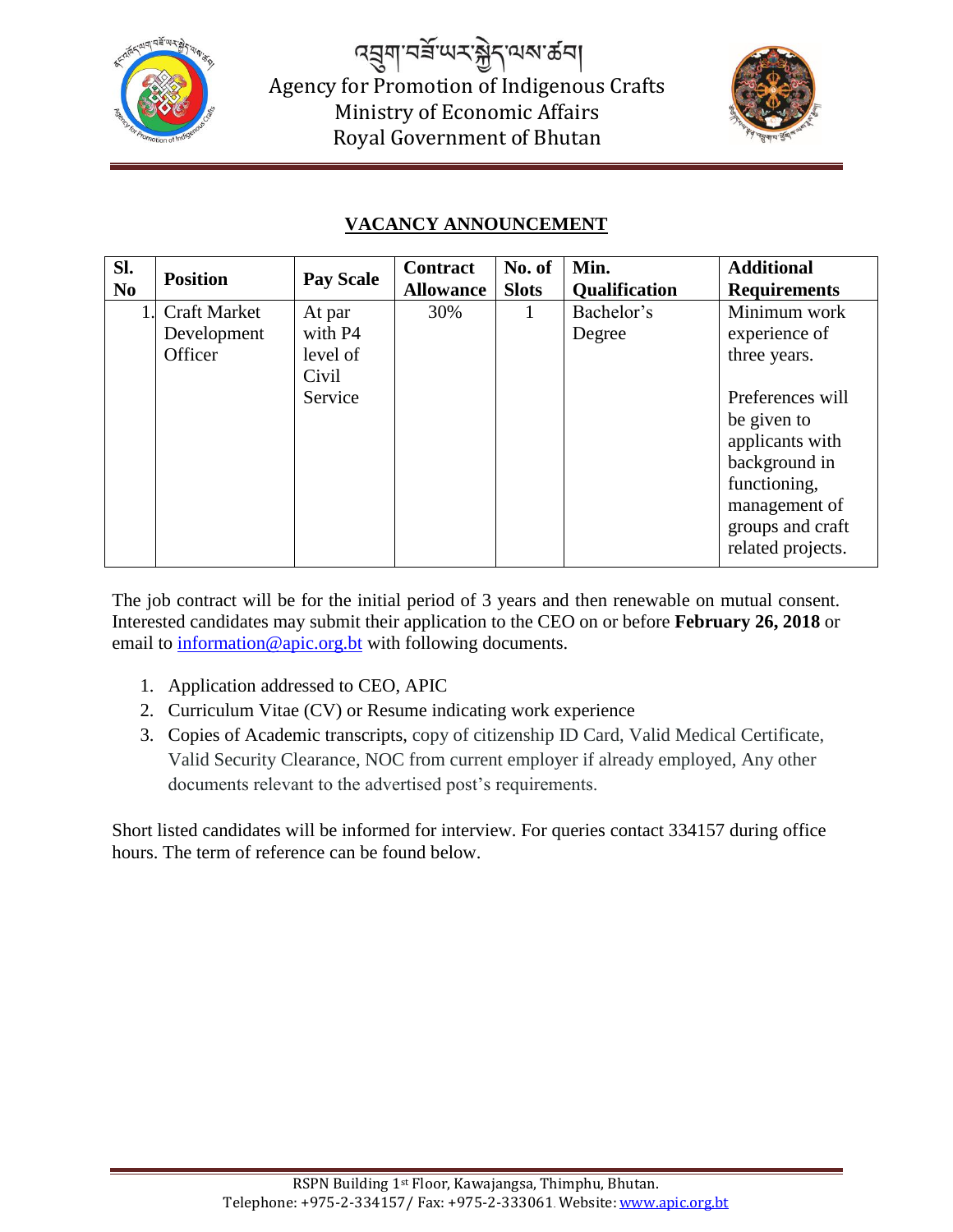# འབྲུག་བཟོ་ཡར་སྐྱེད་ལས་ཚབ།

Agency for Promotion of Indigenous Crafts
Ministry of Economic Affairs
Royal Government of Bhutan

## VACANCY ANNOUNCEMENT

| Sl. No | Position | Pay Scale | Contract Allowance | No. of Slots | Min. Qualification | Additional Requirements |
|---|---|---|---|---|---|---|
| 1. | Craft Market Development Officer | At par with P4 level of Civil Service | 30% | 1 | Bachelor's Degree | Minimum work experience of three years.<br><br>Preferences will be given to applicants with background in functioning, management of groups and craft related projects. |

The job contract will be for the initial period of 3 years and then renewable on mutual consent. Interested candidates may submit their application to the CEO on or before **February 26, 2018** or email to information@apic.org.bt with following documents.

1. Application addressed to CEO, APIC
2. Curriculum Vitae (CV) or Resume indicating work experience
3. Copies of Academic transcripts, copy of citizenship ID Card, Valid Medical Certificate, Valid Security Clearance, NOC from current employer if already employed, Any other documents relevant to the advertised post's requirements.

Short listed candidates will be informed for interview. For queries contact 334157 during office hours. The term of reference can be found below.

RSPN Building 1st Floor, Kawajangsa, Thimphu, Bhutan.
Telephone: +975-2-334157/ Fax: +975-2-333061. Website: www.apic.org.bt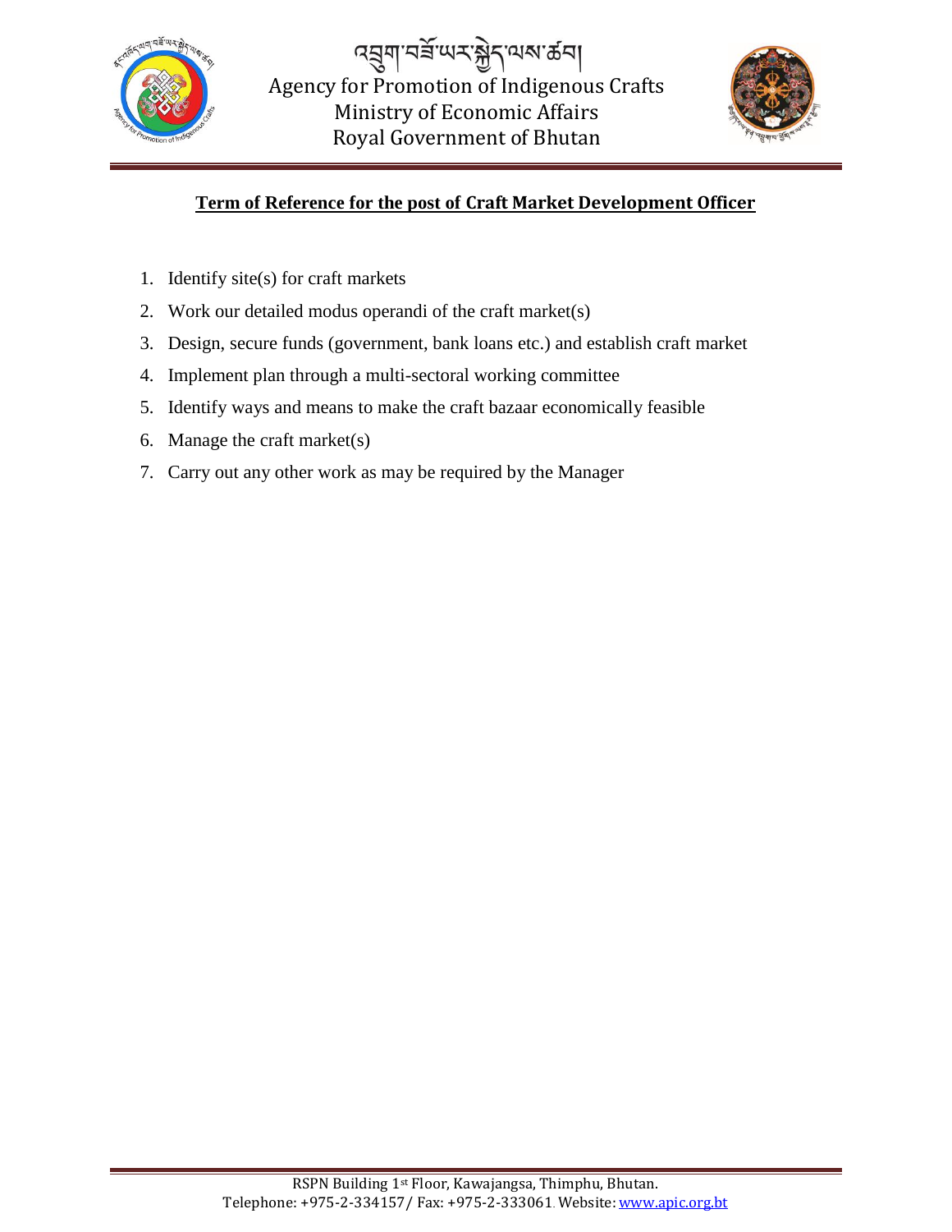འབྲུག་བཟོ་ཡར་སྐྱེད་ལས་ཚབ།

Agency for Promotion of Indigenous Crafts
Ministry of Economic Affairs
Royal Government of Bhutan

**Term of Reference for the post of Craft Market Development Officer**

1. Identify site(s) for craft markets
2. Work our detailed modus operandi of the craft market(s)
3. Design, secure funds (government, bank loans etc.) and establish craft market
4. Implement plan through a multi-sectoral working committee
5. Identify ways and means to make the craft bazaar economically feasible
6. Manage the craft market(s)
7. Carry out any other work as may be required by the Manager

RSPN Building 1st Floor, Kawajangsa, Thimphu, Bhutan.
Telephone: +975-2-334157/ Fax: +975-2-333061. Website: www.apic.org.bt